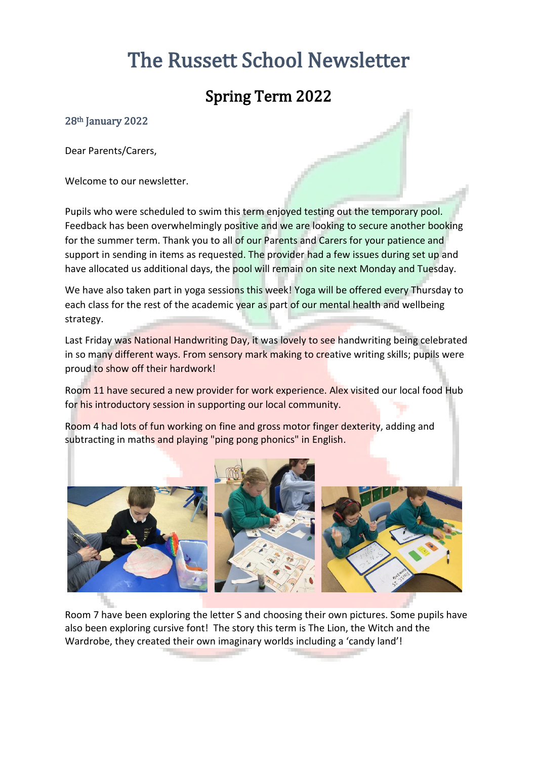# The Russett School Newsletter

## Spring Term 2022

28th January 2022

Dear Parents/Carers,

Welcome to our newsletter.

Pupils who were scheduled to swim this term enjoyed testing out the temporary pool. Feedback has been overwhelmingly positive and we are looking to secure another booking for the summer term. Thank you to all of our Parents and Carers for your patience and support in sending in items as requested. The provider had a few issues during set up and have allocated us additional days, the pool will remain on site next Monday and Tuesday.

We have also taken part in yoga sessions this week! Yoga will be offered every Thursday to each class for the rest of the academic year as part of our mental health and wellbeing strategy.

Last Friday was National Handwriting Day, it was lovely to see handwriting being celebrated in so many different ways. From sensory mark making to creative writing skills; pupils were proud to show off their hardwork!

Room 11 have secured a new provider for work experience. Alex visited our local food Hub for his introductory session in supporting our local community.

Room 4 had lots of fun working on fine and gross motor finger dexterity, adding and subtracting in maths and playing "ping pong phonics" in English.

Room 7 have been exploring the letter S and choosing their own pictures. Some pupils have also been exploring cursive font! The story this term is The Lion, the Witch and the Wardrobe, they created their own imaginary worlds including a 'candy land'!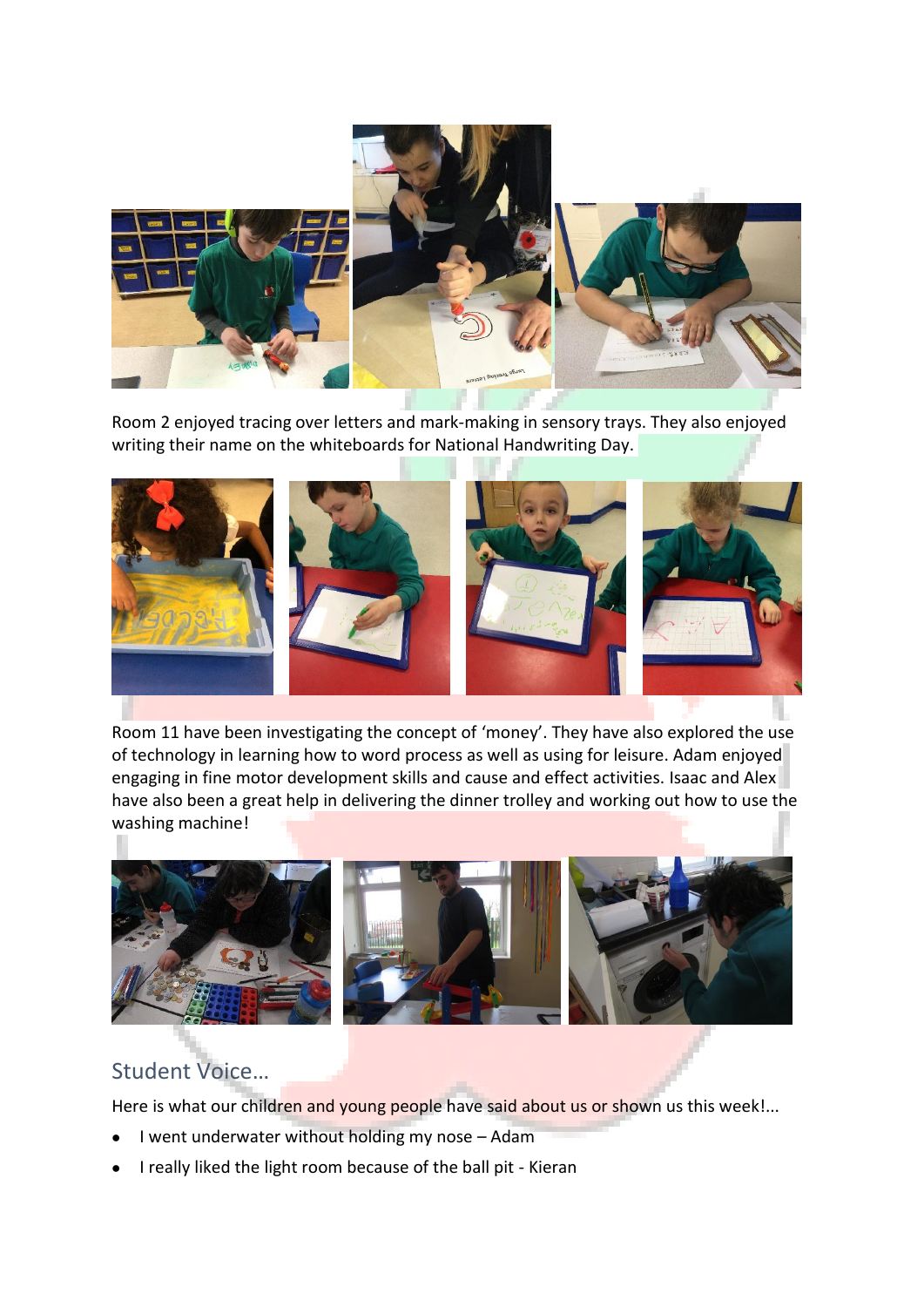Room 2 enjoyed tracing over letters and mark-making in sensory trays. They also enjoyed writing their name on the whiteboards for National Handwriting Day.

Room 11 have been investigating the concept of 'money'. They have also explored the use of technology in learning how to word process as well as using for leisure. Adam enjoyed engaging in fine motor development skills and cause and effect activities. Isaac and Alex have also been a great help in delivering the dinner trolley and working out how to use the washing machine!

## Student Voice…

Here is what our children and young people have said about us or shown us this week!...

- I went underwater without holding my nose – Adam
- I really liked the light room because of the ball pit - Kieran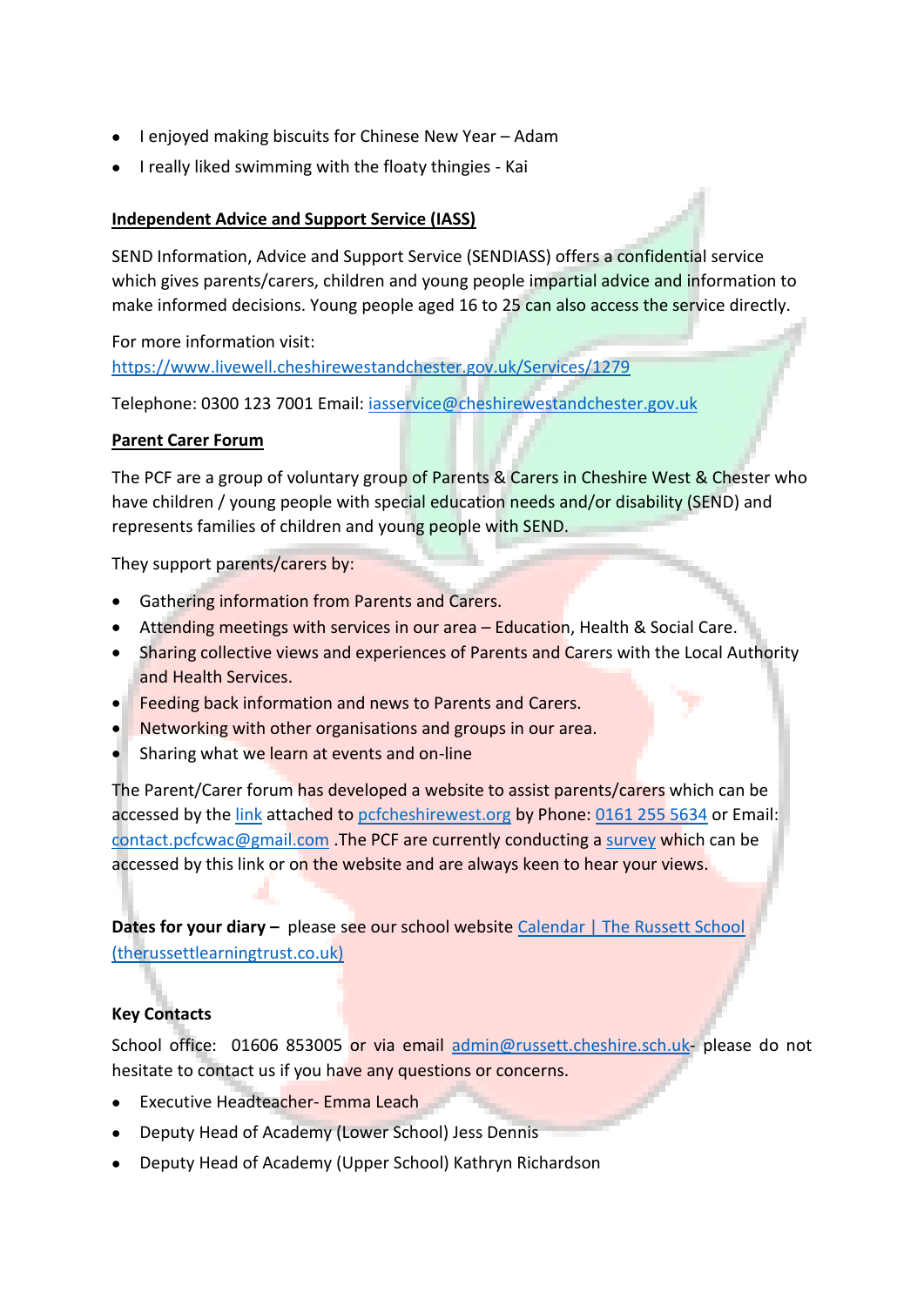- I enjoyed making biscuits for Chinese New Year – Adam
- I really liked swimming with the floaty thingies - Kai

**Independent Advice and Support Service (IASS)**

SEND Information, Advice and Support Service (SENDIASS) offers a confidential service which gives parents/carers, children and young people impartial advice and information to make informed decisions. Young people aged 16 to 25 can also access the service directly.

For more information visit:
https://www.livewell.cheshirewestandchester.gov.uk/Services/1279

Telephone: 0300 123 7001 Email: iasservice@cheshirewestandchester.gov.uk

**Parent Carer Forum**

The PCF are a group of voluntary group of Parents & Carers in Cheshire West & Chester who have children / young people with special education needs and/or disability (SEND) and represents families of children and young people with SEND.

They support parents/carers by:

- Gathering information from Parents and Carers.
- Attending meetings with services in our area – Education, Health & Social Care.
- Sharing collective views and experiences of Parents and Carers with the Local Authority and Health Services.
- Feeding back information and news to Parents and Carers.
- Networking with other organisations and groups in our area.
- Sharing what we learn at events and on-line

The Parent/Carer forum has developed a website to assist parents/carers which can be accessed by the link attached to pcfcheshirewest.org by Phone: 0161 255 5634 or Email: contact.pcfcwac@gmail.com .The PCF are currently conducting a survey which can be accessed by this link or on the website and are always keen to hear your views.

**Dates for your diary –** please see our school website Calendar | The Russett School (therussettlearningtrust.co.uk)

**Key Contacts**

School office: 01606 853005 or via email admin@russett.cheshire.sch.uk- please do not hesitate to contact us if you have any questions or concerns.

- Executive Headteacher- Emma Leach
- Deputy Head of Academy (Lower School) Jess Dennis
- Deputy Head of Academy (Upper School) Kathryn Richardson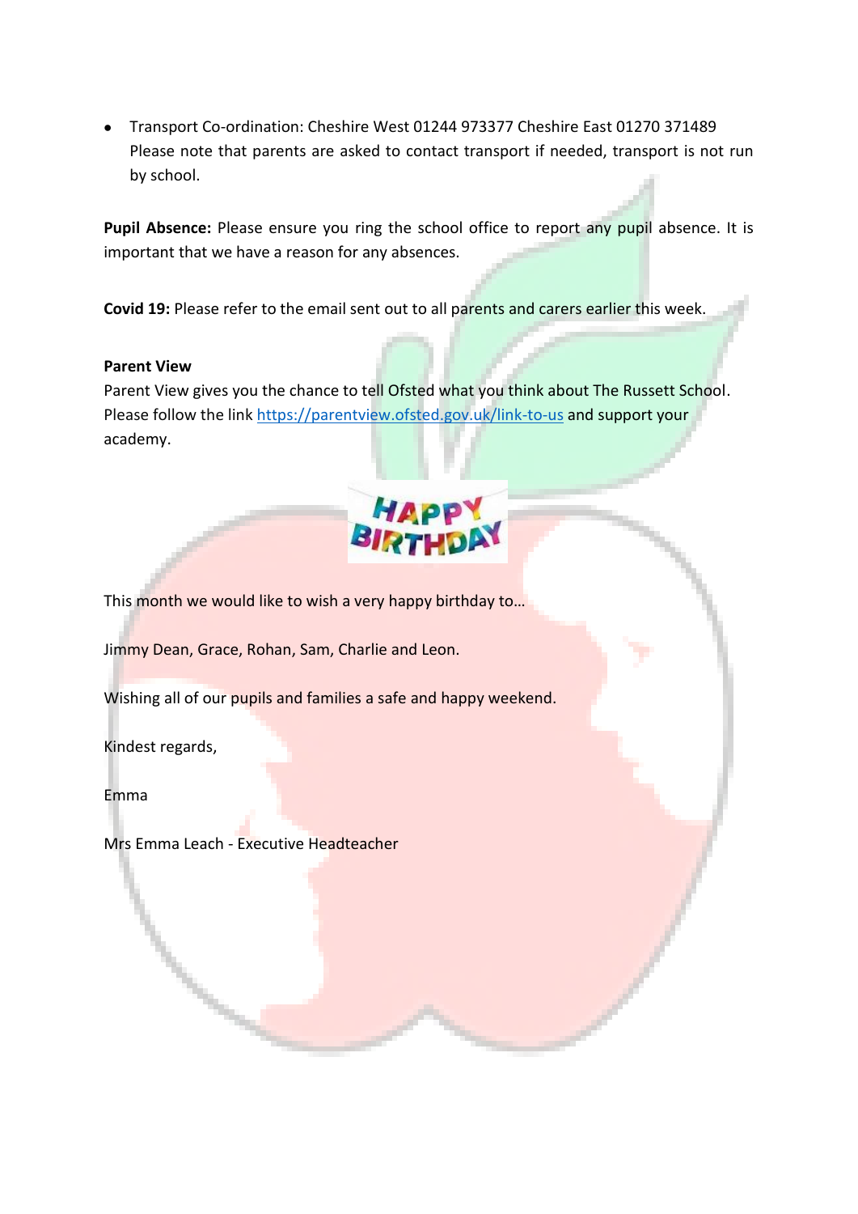- Transport Co-ordination: Cheshire West 01244 973377 Cheshire East 01270 371489 Please note that parents are asked to contact transport if needed, transport is not run by school.

**Pupil Absence:** Please ensure you ring the school office to report any pupil absence. It is important that we have a reason for any absences.

**Covid 19:** Please refer to the email sent out to all parents and carers earlier this week.

**Parent View**
Parent View gives you the chance to tell Ofsted what you think about The Russett School. Please follow the link https://parentview.ofsted.gov.uk/link-to-us and support your academy.

HAPPY BIRTHDAY

This month we would like to wish a very happy birthday to…

Jimmy Dean, Grace, Rohan, Sam, Charlie and Leon.

Wishing all of our pupils and families a safe and happy weekend.

Kindest regards,

Emma

Mrs Emma Leach - Executive Headteacher